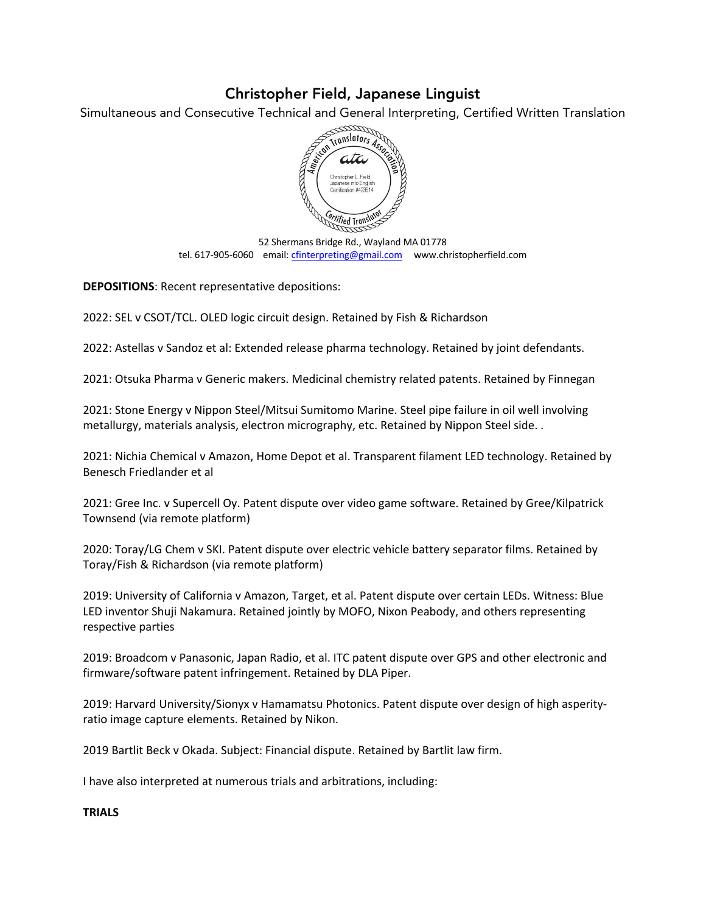# Christopher Field, Japanese Linguist

Simultaneous and Consecutive Technical and General Interpreting, Certified Written Translation

American Translators Association
ata
Christopher L. Field
Japanese into English
Certification #423514
Certified Translator

52 Shermans Bridge Rd., Wayland MA 01778
tel. 617-905-6060 email: cfinterpreting@gmail.com www.christopherfield.com

**DEPOSITIONS**: Recent representative depositions:

2022: SEL v CSOT/TCL. OLED logic circuit design. Retained by Fish & Richardson

2022: Astellas v Sandoz et al: Extended release pharma technology. Retained by joint defendants.

2021: Otsuka Pharma v Generic makers. Medicinal chemistry related patents. Retained by Finnegan

2021: Stone Energy v Nippon Steel/Mitsui Sumitomo Marine. Steel pipe failure in oil well involving metallurgy, materials analysis, electron micrography, etc. Retained by Nippon Steel side. .

2021: Nichia Chemical v Amazon, Home Depot et al. Transparent filament LED technology. Retained by Benesch Friedlander et al

2021: Gree Inc. v Supercell Oy. Patent dispute over video game software. Retained by Gree/Kilpatrick Townsend (via remote platform)

2020: Toray/LG Chem v SKI. Patent dispute over electric vehicle battery separator films. Retained by Toray/Fish & Richardson (via remote platform)

2019: University of California v Amazon, Target, et al. Patent dispute over certain LEDs. Witness: Blue LED inventor Shuji Nakamura. Retained jointly by MOFO, Nixon Peabody, and others representing respective parties

2019: Broadcom v Panasonic, Japan Radio, et al. ITC patent dispute over GPS and other electronic and firmware/software patent infringement. Retained by DLA Piper.

2019: Harvard University/Sionyx v Hamamatsu Photonics. Patent dispute over design of high asperity-ratio image capture elements. Retained by Nikon.

2019 Bartlit Beck v Okada. Subject: Financial dispute. Retained by Bartlit law firm.

I have also interpreted at numerous trials and arbitrations, including:

**TRIALS**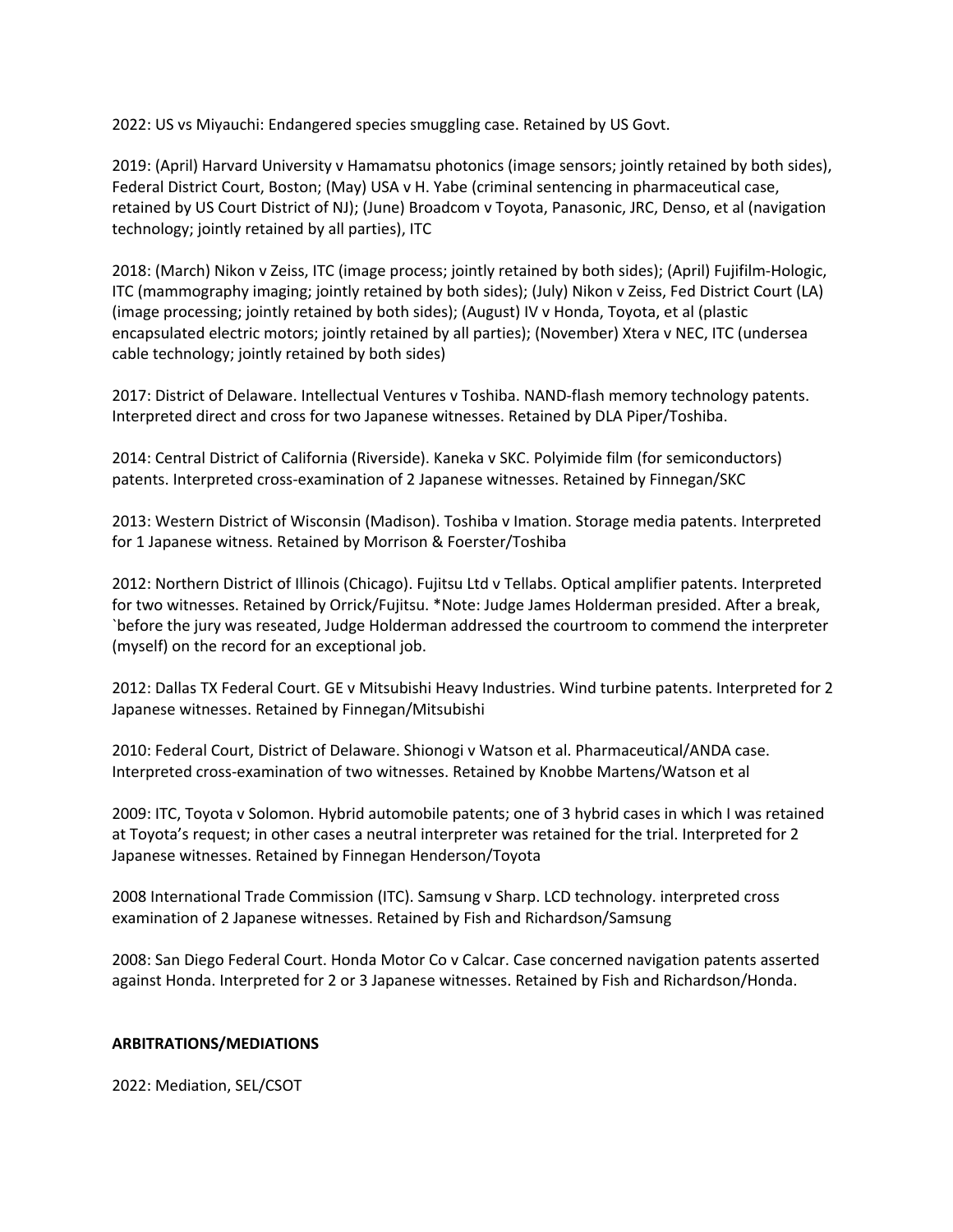2022: US vs Miyauchi: Endangered species smuggling case. Retained by US Govt.

2019: (April) Harvard University v Hamamatsu photonics (image sensors; jointly retained by both sides), Federal District Court, Boston; (May) USA v H. Yabe (criminal sentencing in pharmaceutical case, retained by US Court District of NJ); (June) Broadcom v Toyota, Panasonic, JRC, Denso, et al (navigation technology; jointly retained by all parties), ITC

2018: (March) Nikon v Zeiss, ITC (image process; jointly retained by both sides); (April) Fujifilm-Hologic, ITC (mammography imaging; jointly retained by both sides); (July) Nikon v Zeiss, Fed District Court (LA) (image processing; jointly retained by both sides); (August) IV v Honda, Toyota, et al (plastic encapsulated electric motors; jointly retained by all parties); (November) Xtera v NEC, ITC (undersea cable technology; jointly retained by both sides)

2017: District of Delaware. Intellectual Ventures v Toshiba. NAND-flash memory technology patents. Interpreted direct and cross for two Japanese witnesses. Retained by DLA Piper/Toshiba.

2014: Central District of California (Riverside). Kaneka v SKC. Polyimide film (for semiconductors) patents. Interpreted cross-examination of 2 Japanese witnesses. Retained by Finnegan/SKC

2013: Western District of Wisconsin (Madison). Toshiba v Imation. Storage media patents. Interpreted for 1 Japanese witness. Retained by Morrison & Foerster/Toshiba

2012: Northern District of Illinois (Chicago). Fujitsu Ltd v Tellabs. Optical amplifier patents. Interpreted for two witnesses. Retained by Orrick/Fujitsu. *Note: Judge James Holderman presided. After a break, `before the jury was reseated, Judge Holderman addressed the courtroom to commend the interpreter (myself) on the record for an exceptional job.

2012: Dallas TX Federal Court. GE v Mitsubishi Heavy Industries. Wind turbine patents. Interpreted for 2 Japanese witnesses. Retained by Finnegan/Mitsubishi

2010: Federal Court, District of Delaware. Shionogi v Watson et al. Pharmaceutical/ANDA case. Interpreted cross-examination of two witnesses. Retained by Knobbe Martens/Watson et al

2009: ITC, Toyota v Solomon. Hybrid automobile patents; one of 3 hybrid cases in which I was retained at Toyota's request; in other cases a neutral interpreter was retained for the trial. Interpreted for 2 Japanese witnesses. Retained by Finnegan Henderson/Toyota

2008 International Trade Commission (ITC). Samsung v Sharp. LCD technology. interpreted cross examination of 2 Japanese witnesses. Retained by Fish and Richardson/Samsung

2008: San Diego Federal Court. Honda Motor Co v Calcar. Case concerned navigation patents asserted against Honda. Interpreted for 2 or 3 Japanese witnesses. Retained by Fish and Richardson/Honda.

**ARBITRATIONS/MEDIATIONS**

2022: Mediation, SEL/CSOT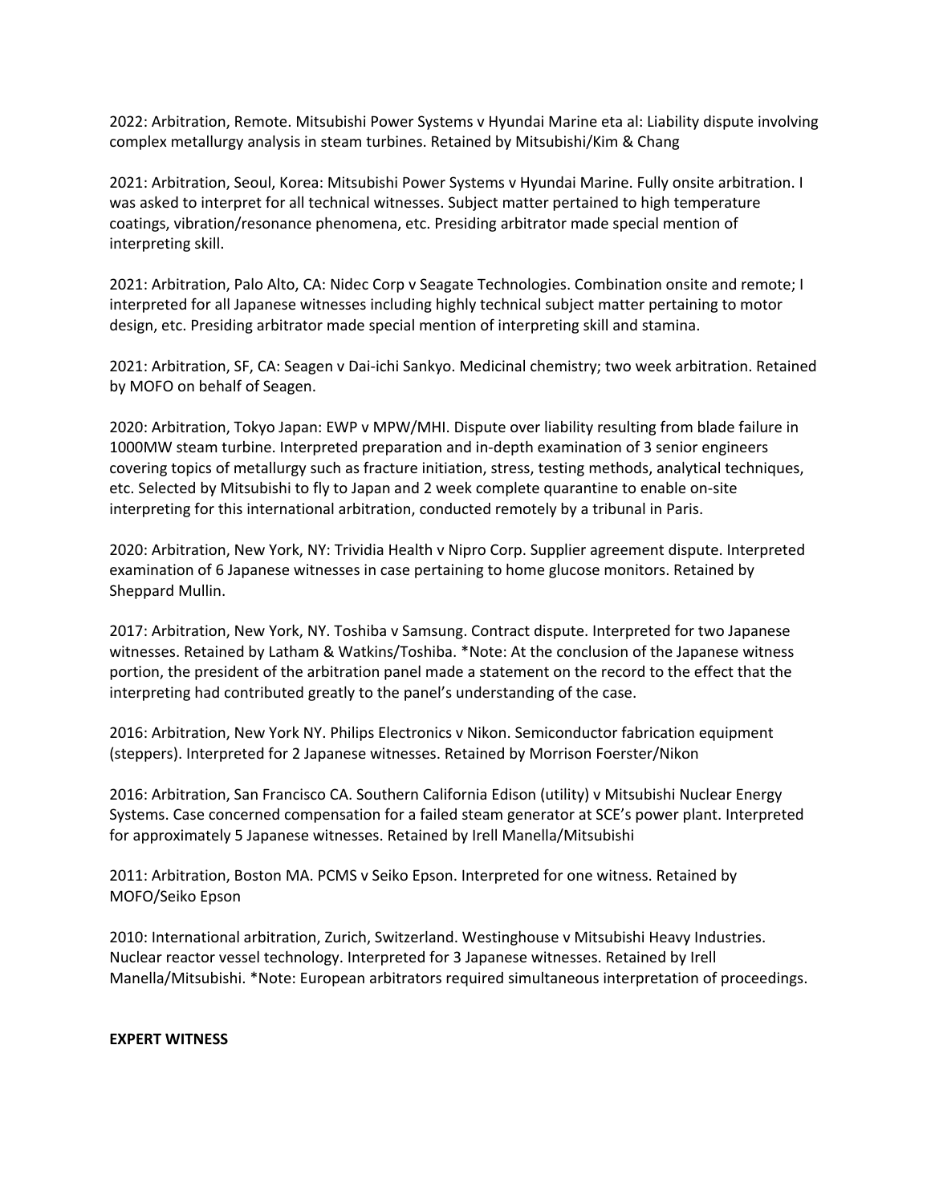2022: Arbitration, Remote. Mitsubishi Power Systems v Hyundai Marine eta al: Liability dispute involving complex metallurgy analysis in steam turbines. Retained by Mitsubishi/Kim & Chang

2021: Arbitration, Seoul, Korea: Mitsubishi Power Systems v Hyundai Marine. Fully onsite arbitration. I was asked to interpret for all technical witnesses. Subject matter pertained to high temperature coatings, vibration/resonance phenomena, etc. Presiding arbitrator made special mention of interpreting skill.

2021: Arbitration, Palo Alto, CA: Nidec Corp v Seagate Technologies. Combination onsite and remote; I interpreted for all Japanese witnesses including highly technical subject matter pertaining to motor design, etc. Presiding arbitrator made special mention of interpreting skill and stamina.

2021: Arbitration, SF, CA: Seagen v Dai-ichi Sankyo. Medicinal chemistry; two week arbitration. Retained by MOFO on behalf of Seagen.

2020: Arbitration, Tokyo Japan: EWP v MPW/MHI. Dispute over liability resulting from blade failure in 1000MW steam turbine. Interpreted preparation and in-depth examination of 3 senior engineers covering topics of metallurgy such as fracture initiation, stress, testing methods, analytical techniques, etc. Selected by Mitsubishi to fly to Japan and 2 week complete quarantine to enable on-site interpreting for this international arbitration, conducted remotely by a tribunal in Paris.

2020: Arbitration, New York, NY: Trividia Health v Nipro Corp. Supplier agreement dispute. Interpreted examination of 6 Japanese witnesses in case pertaining to home glucose monitors. Retained by Sheppard Mullin.

2017: Arbitration, New York, NY. Toshiba v Samsung. Contract dispute. Interpreted for two Japanese witnesses. Retained by Latham & Watkins/Toshiba. *Note: At the conclusion of the Japanese witness portion, the president of the arbitration panel made a statement on the record to the effect that the interpreting had contributed greatly to the panel's understanding of the case.

2016: Arbitration, New York NY. Philips Electronics v Nikon. Semiconductor fabrication equipment (steppers). Interpreted for 2 Japanese witnesses. Retained by Morrison Foerster/Nikon

2016: Arbitration, San Francisco CA. Southern California Edison (utility) v Mitsubishi Nuclear Energy Systems. Case concerned compensation for a failed steam generator at SCE's power plant. Interpreted for approximately 5 Japanese witnesses. Retained by Irell Manella/Mitsubishi

2011: Arbitration, Boston MA. PCMS v Seiko Epson. Interpreted for one witness. Retained by MOFO/Seiko Epson

2010: International arbitration, Zurich, Switzerland. Westinghouse v Mitsubishi Heavy Industries. Nuclear reactor vessel technology. Interpreted for 3 Japanese witnesses. Retained by Irell Manella/Mitsubishi. *Note: European arbitrators required simultaneous interpretation of proceedings.

**EXPERT WITNESS**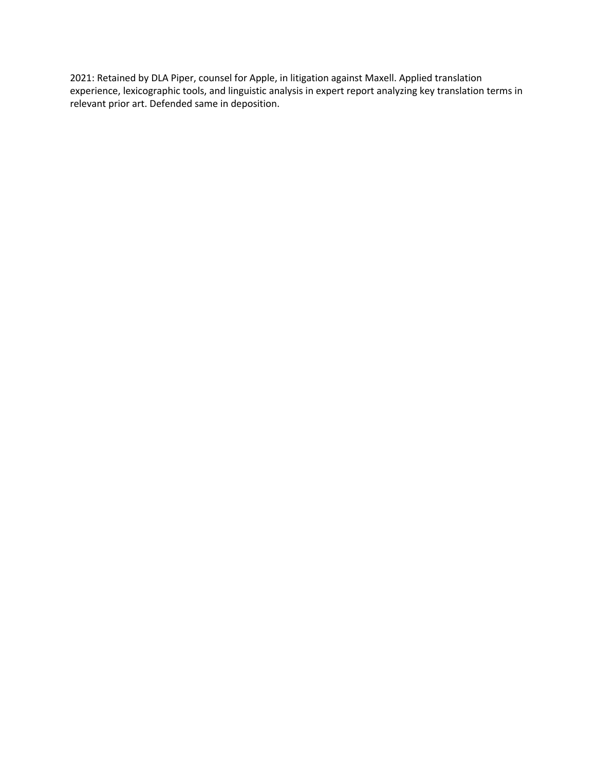2021: Retained by DLA Piper, counsel for Apple, in litigation against Maxell. Applied translation experience, lexicographic tools, and linguistic analysis in expert report analyzing key translation terms in relevant prior art. Defended same in deposition.